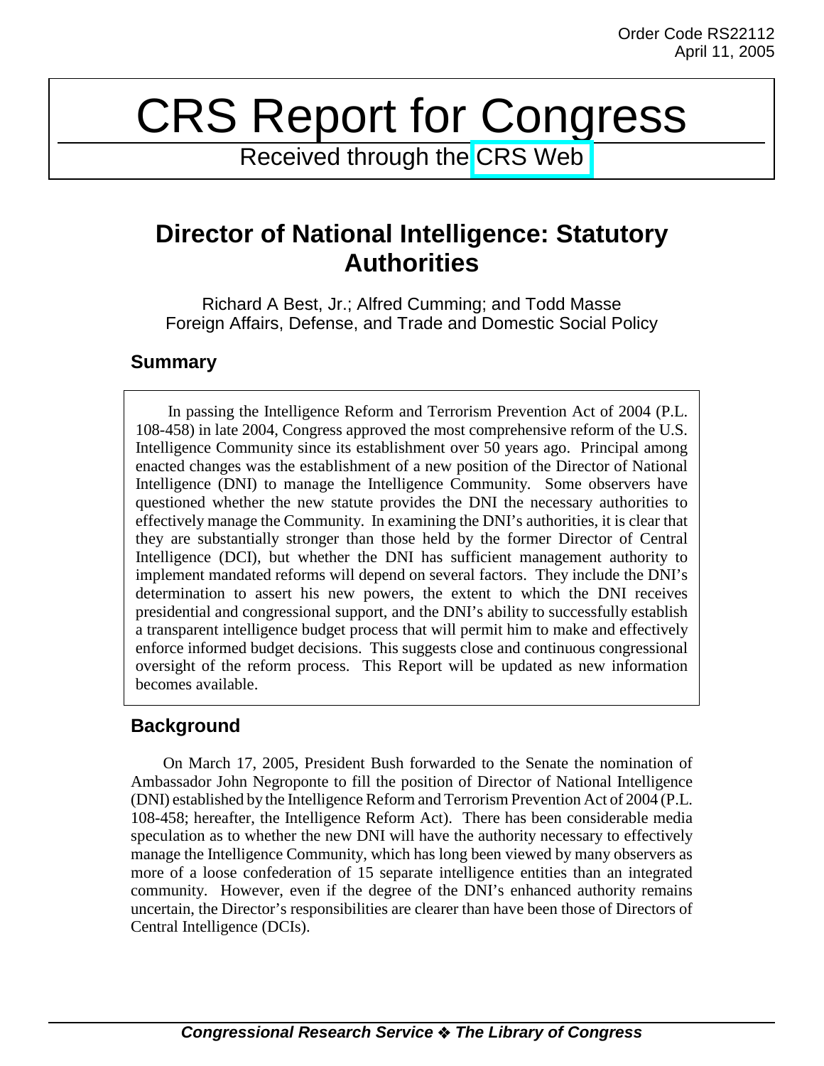Order Code RS22112
April 11, 2005

# CRS Report for Congress

Received through the CRS Web

## Director of National Intelligence: Statutory Authorities

Richard A Best, Jr.; Alfred Cumming; and Todd Masse
Foreign Affairs, Defense, and Trade and Domestic Social Policy

### Summary

In passing the Intelligence Reform and Terrorism Prevention Act of 2004 (P.L. 108-458) in late 2004, Congress approved the most comprehensive reform of the U.S. Intelligence Community since its establishment over 50 years ago. Principal among enacted changes was the establishment of a new position of the Director of National Intelligence (DNI) to manage the Intelligence Community. Some observers have questioned whether the new statute provides the DNI the necessary authorities to effectively manage the Community. In examining the DNI's authorities, it is clear that they are substantially stronger than those held by the former Director of Central Intelligence (DCI), but whether the DNI has sufficient management authority to implement mandated reforms will depend on several factors. They include the DNI's determination to assert his new powers, the extent to which the DNI receives presidential and congressional support, and the DNI's ability to successfully establish a transparent intelligence budget process that will permit him to make and effectively enforce informed budget decisions. This suggests close and continuous congressional oversight of the reform process. This Report will be updated as new information becomes available.

### Background

On March 17, 2005, President Bush forwarded to the Senate the nomination of Ambassador John Negroponte to fill the position of Director of National Intelligence (DNI) established by the Intelligence Reform and Terrorism Prevention Act of 2004 (P.L. 108-458; hereafter, the Intelligence Reform Act). There has been considerable media speculation as to whether the new DNI will have the authority necessary to effectively manage the Intelligence Community, which has long been viewed by many observers as more of a loose confederation of 15 separate intelligence entities than an integrated community. However, even if the degree of the DNI's enhanced authority remains uncertain, the Director's responsibilities are clearer than have been those of Directors of Central Intelligence (DCIs).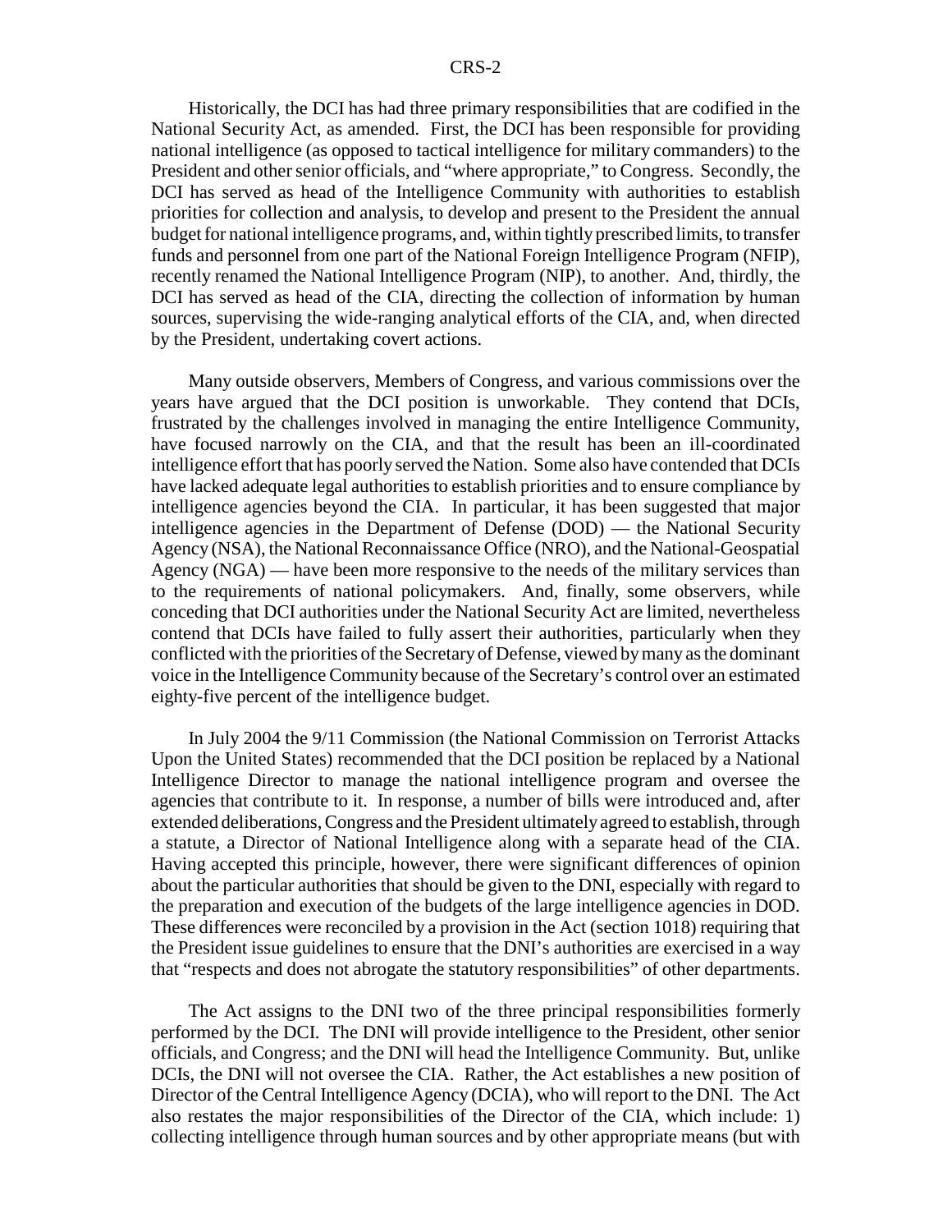Historically, the DCI has had three primary responsibilities that are codified in the National Security Act, as amended. First, the DCI has been responsible for providing national intelligence (as opposed to tactical intelligence for military commanders) to the President and other senior officials, and "where appropriate," to Congress. Secondly, the DCI has served as head of the Intelligence Community with authorities to establish priorities for collection and analysis, to develop and present to the President the annual budget for national intelligence programs, and, within tightly prescribed limits, to transfer funds and personnel from one part of the National Foreign Intelligence Program (NFIP), recently renamed the National Intelligence Program (NIP), to another. And, thirdly, the DCI has served as head of the CIA, directing the collection of information by human sources, supervising the wide-ranging analytical efforts of the CIA, and, when directed by the President, undertaking covert actions.

Many outside observers, Members of Congress, and various commissions over the years have argued that the DCI position is unworkable. They contend that DCIs, frustrated by the challenges involved in managing the entire Intelligence Community, have focused narrowly on the CIA, and that the result has been an ill-coordinated intelligence effort that has poorly served the Nation. Some also have contended that DCIs have lacked adequate legal authorities to establish priorities and to ensure compliance by intelligence agencies beyond the CIA. In particular, it has been suggested that major intelligence agencies in the Department of Defense (DOD) — the National Security Agency (NSA), the National Reconnaissance Office (NRO), and the National-Geospatial Agency (NGA) — have been more responsive to the needs of the military services than to the requirements of national policymakers. And, finally, some observers, while conceding that DCI authorities under the National Security Act are limited, nevertheless contend that DCIs have failed to fully assert their authorities, particularly when they conflicted with the priorities of the Secretary of Defense, viewed by many as the dominant voice in the Intelligence Community because of the Secretary's control over an estimated eighty-five percent of the intelligence budget.

In July 2004 the 9/11 Commission (the National Commission on Terrorist Attacks Upon the United States) recommended that the DCI position be replaced by a National Intelligence Director to manage the national intelligence program and oversee the agencies that contribute to it. In response, a number of bills were introduced and, after extended deliberations, Congress and the President ultimately agreed to establish, through a statute, a Director of National Intelligence along with a separate head of the CIA. Having accepted this principle, however, there were significant differences of opinion about the particular authorities that should be given to the DNI, especially with regard to the preparation and execution of the budgets of the large intelligence agencies in DOD. These differences were reconciled by a provision in the Act (section 1018) requiring that the President issue guidelines to ensure that the DNI's authorities are exercised in a way that "respects and does not abrogate the statutory responsibilities" of other departments.

The Act assigns to the DNI two of the three principal responsibilities formerly performed by the DCI. The DNI will provide intelligence to the President, other senior officials, and Congress; and the DNI will head the Intelligence Community. But, unlike DCIs, the DNI will not oversee the CIA. Rather, the Act establishes a new position of Director of the Central Intelligence Agency (DCIA), who will report to the DNI. The Act also restates the major responsibilities of the Director of the CIA, which include: 1) collecting intelligence through human sources and by other appropriate means (but with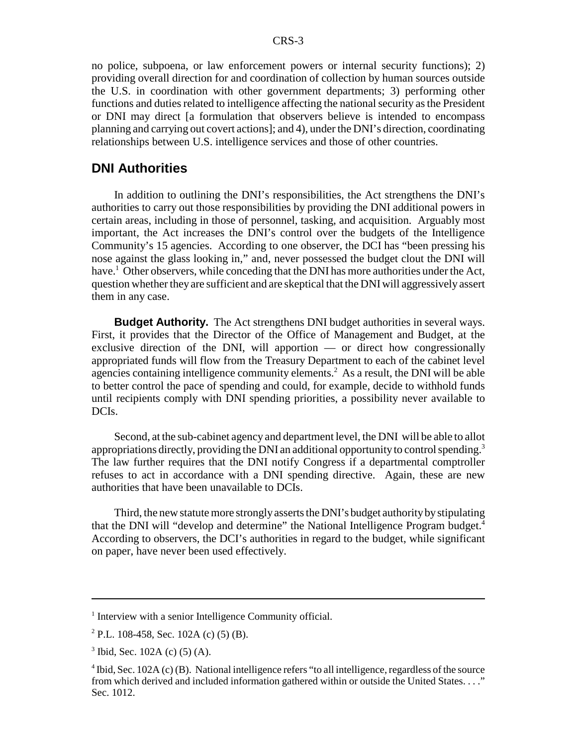no police, subpoena, or law enforcement powers or internal security functions); 2) providing overall direction for and coordination of collection by human sources outside the U.S. in coordination with other government departments; 3) performing other functions and duties related to intelligence affecting the national security as the President or DNI may direct [a formulation that observers believe is intended to encompass planning and carrying out covert actions]; and 4), under the DNI's direction, coordinating relationships between U.S. intelligence services and those of other countries.

## DNI Authorities

In addition to outlining the DNI's responsibilities, the Act strengthens the DNI's authorities to carry out those responsibilities by providing the DNI additional powers in certain areas, including in those of personnel, tasking, and acquisition. Arguably most important, the Act increases the DNI's control over the budgets of the Intelligence Community's 15 agencies. According to one observer, the DCI has "been pressing his nose against the glass looking in," and, never possessed the budget clout the DNI will have.[1] Other observers, while conceding that the DNI has more authorities under the Act, question whether they are sufficient and are skeptical that the DNI will aggressively assert them in any case.

**Budget Authority.** The Act strengthens DNI budget authorities in several ways. First, it provides that the Director of the Office of Management and Budget, at the exclusive direction of the DNI, will apportion — or direct how congressionally appropriated funds will flow from the Treasury Department to each of the cabinet level agencies containing intelligence community elements.[2] As a result, the DNI will be able to better control the pace of spending and could, for example, decide to withhold funds until recipients comply with DNI spending priorities, a possibility never available to DCIs.

Second, at the sub-cabinet agency and department level, the DNI will be able to allot appropriations directly, providing the DNI an additional opportunity to control spending.[3] The law further requires that the DNI notify Congress if a departmental comptroller refuses to act in accordance with a DNI spending directive. Again, these are new authorities that have been unavailable to DCIs.

Third, the new statute more strongly asserts the DNI's budget authority by stipulating that the DNI will "develop and determine" the National Intelligence Program budget.[4] According to observers, the DCI's authorities in regard to the budget, while significant on paper, have never been used effectively.

---

[1] Interview with a senior Intelligence Community official.

[2] P.L. 108-458, Sec. 102A (c) (5) (B).

[3] Ibid, Sec. 102A (c) (5) (A).

[4] Ibid, Sec. 102A (c) (B). National intelligence refers "to all intelligence, regardless of the source from which derived and included information gathered within or outside the United States. . . ." Sec. 1012.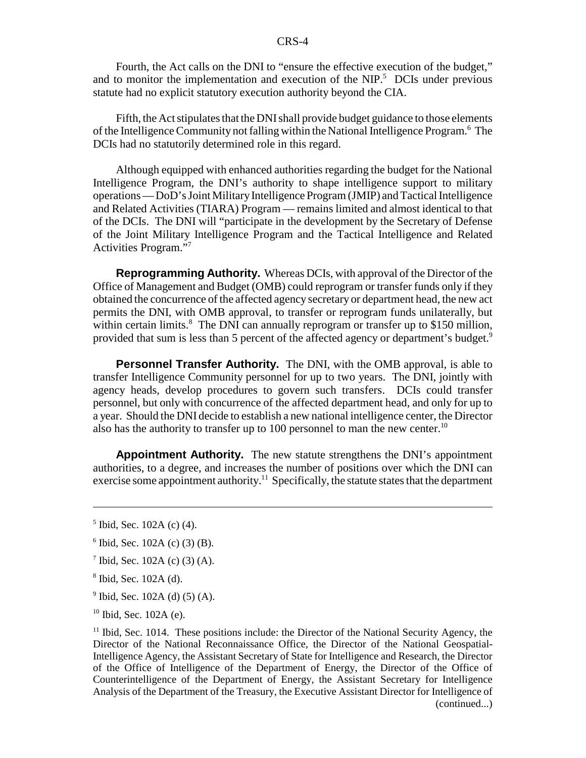Fourth, the Act calls on the DNI to "ensure the effective execution of the budget," and to monitor the implementation and execution of the NIP.[5] DCIs under previous statute had no explicit statutory execution authority beyond the CIA.

Fifth, the Act stipulates that the DNI shall provide budget guidance to those elements of the Intelligence Community not falling within the National Intelligence Program.[6] The DCIs had no statutorily determined role in this regard.

Although equipped with enhanced authorities regarding the budget for the National Intelligence Program, the DNI's authority to shape intelligence support to military operations — DoD's Joint Military Intelligence Program (JMIP) and Tactical Intelligence and Related Activities (TIARA) Program — remains limited and almost identical to that of the DCIs. The DNI will "participate in the development by the Secretary of Defense of the Joint Military Intelligence Program and the Tactical Intelligence and Related Activities Program."[7]

**Reprogramming Authority.** Whereas DCIs, with approval of the Director of the Office of Management and Budget (OMB) could reprogram or transfer funds only if they obtained the concurrence of the affected agency secretary or department head, the new act permits the DNI, with OMB approval, to transfer or reprogram funds unilaterally, but within certain limits.[8] The DNI can annually reprogram or transfer up to $150 million, provided that sum is less than 5 percent of the affected agency or department's budget.[9]

**Personnel Transfer Authority.** The DNI, with the OMB approval, is able to transfer Intelligence Community personnel for up to two years. The DNI, jointly with agency heads, develop procedures to govern such transfers. DCIs could transfer personnel, but only with concurrence of the affected department head, and only for up to a year. Should the DNI decide to establish a new national intelligence center, the Director also has the authority to transfer up to 100 personnel to man the new center.[10]

**Appointment Authority.** The new statute strengthens the DNI's appointment authorities, to a degree, and increases the number of positions over which the DNI can exercise some appointment authority.[11] Specifically, the statute states that the department

---

[5] Ibid, Sec. 102A (c) (4).

[6] Ibid, Sec. 102A (c) (3) (B).

[7] Ibid, Sec. 102A (c) (3) (A).

[8] Ibid, Sec. 102A (d).

[9] Ibid, Sec. 102A (d) (5) (A).

[10] Ibid, Sec. 102A (e).

[11] Ibid, Sec. 1014. These positions include: the Director of the National Security Agency, the Director of the National Reconnaissance Office, the Director of the National Geospatial-Intelligence Agency, the Assistant Secretary of State for Intelligence and Research, the Director of the Office of Intelligence of the Department of Energy, the Director of the Office of Counterintelligence of the Department of Energy, the Assistant Secretary for Intelligence Analysis of the Department of the Treasury, the Executive Assistant Director for Intelligence of (continued...)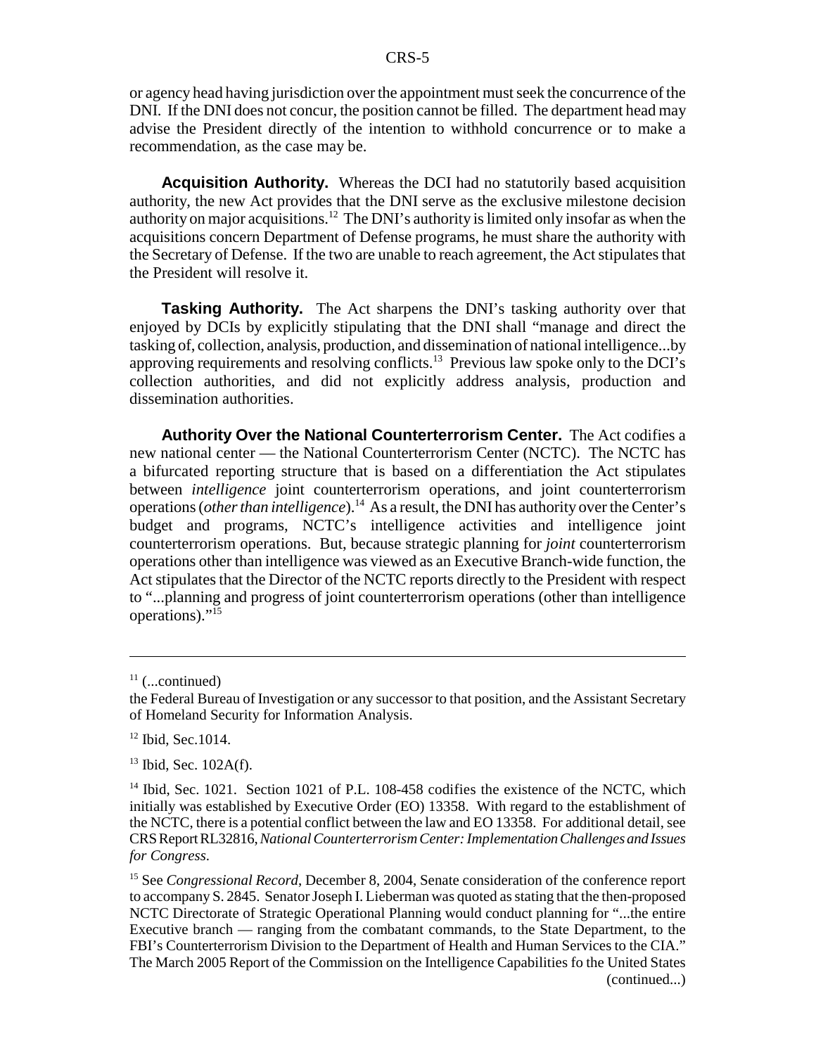or agency head having jurisdiction over the appointment must seek the concurrence of the DNI. If the DNI does not concur, the position cannot be filled. The department head may advise the President directly of the intention to withhold concurrence or to make a recommendation, as the case may be.

**Acquisition Authority.** Whereas the DCI had no statutorily based acquisition authority, the new Act provides that the DNI serve as the exclusive milestone decision authority on major acquisitions.[12] The DNI's authority is limited only insofar as when the acquisitions concern Department of Defense programs, he must share the authority with the Secretary of Defense. If the two are unable to reach agreement, the Act stipulates that the President will resolve it.

**Tasking Authority.** The Act sharpens the DNI's tasking authority over that enjoyed by DCIs by explicitly stipulating that the DNI shall "manage and direct the tasking of, collection, analysis, production, and dissemination of national intelligence...by approving requirements and resolving conflicts.[13] Previous law spoke only to the DCI's collection authorities, and did not explicitly address analysis, production and dissemination authorities.

**Authority Over the National Counterterrorism Center.** The Act codifies a new national center — the National Counterterrorism Center (NCTC). The NCTC has a bifurcated reporting structure that is based on a differentiation the Act stipulates between *intelligence* joint counterterrorism operations, and joint counterterrorism operations (*other than intelligence*).[14] As a result, the DNI has authority over the Center's budget and programs, NCTC's intelligence activities and intelligence joint counterterrorism operations. But, because strategic planning for *joint* counterterrorism operations other than intelligence was viewed as an Executive Branch-wide function, the Act stipulates that the Director of the NCTC reports directly to the President with respect to "...planning and progress of joint counterterrorism operations (other than intelligence operations)."[15]

---

[11] (...continued)

the Federal Bureau of Investigation or any successor to that position, and the Assistant Secretary of Homeland Security for Information Analysis.

[12] Ibid, Sec.1014.

[13] Ibid, Sec. 102A(f).

[14] Ibid, Sec. 1021. Section 1021 of P.L. 108-458 codifies the existence of the NCTC, which initially was established by Executive Order (EO) 13358. With regard to the establishment of the NCTC, there is a potential conflict between the law and EO 13358. For additional detail, see CRS Report RL32816, *National Counterterrorism Center: Implementation Challenges and Issues for Congress*.

[15] See *Congressional Record*, December 8, 2004, Senate consideration of the conference report to accompany S. 2845. Senator Joseph I. Lieberman was quoted as stating that the then-proposed NCTC Directorate of Strategic Operational Planning would conduct planning for "...the entire Executive branch — ranging from the combatant commands, to the State Department, to the FBI's Counterterrorism Division to the Department of Health and Human Services to the CIA." The March 2005 Report of the Commission on the Intelligence Capabilities fo the United States (continued...)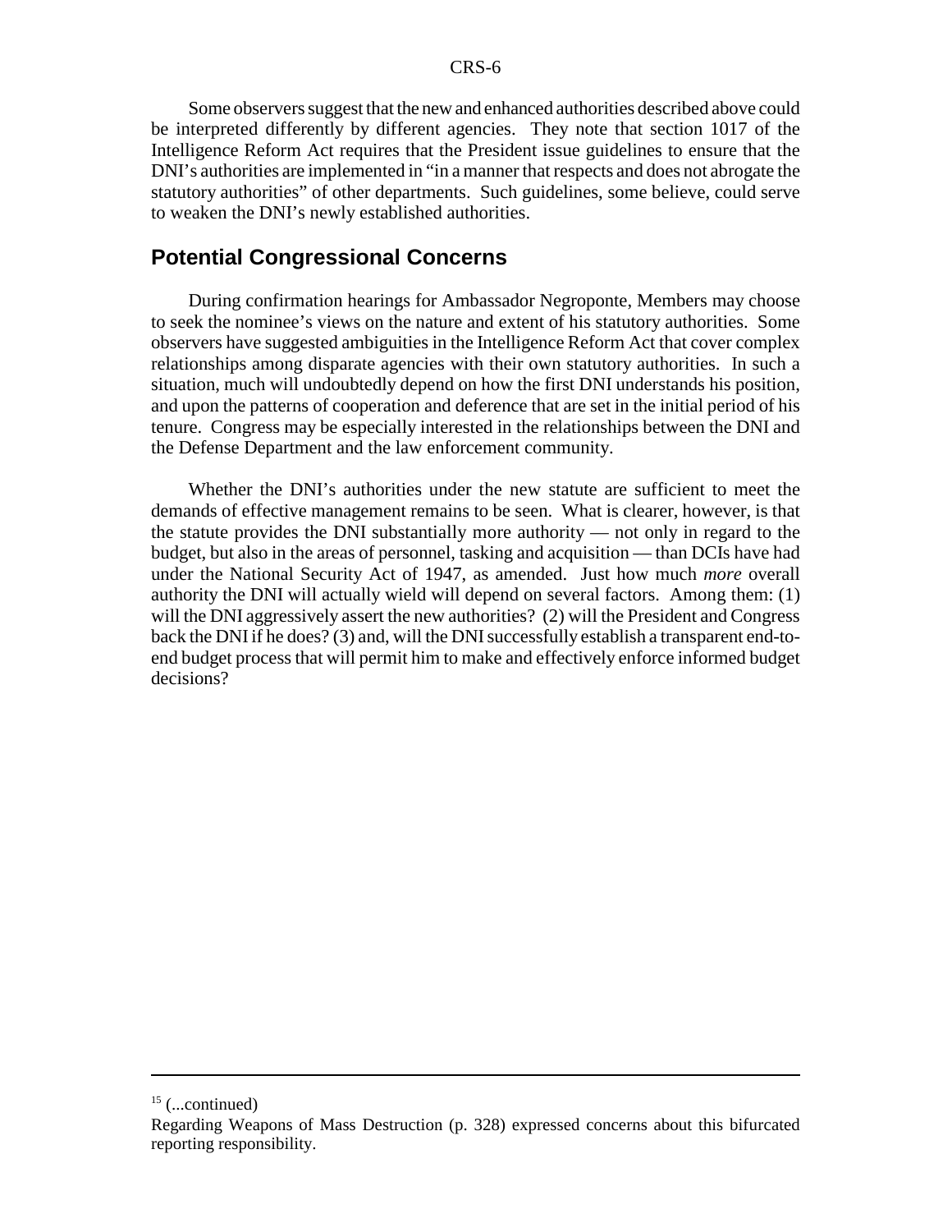Some observers suggest that the new and enhanced authorities described above could be interpreted differently by different agencies. They note that section 1017 of the Intelligence Reform Act requires that the President issue guidelines to ensure that the DNI's authorities are implemented in "in a manner that respects and does not abrogate the statutory authorities" of other departments. Such guidelines, some believe, could serve to weaken the DNI's newly established authorities.

## Potential Congressional Concerns

During confirmation hearings for Ambassador Negroponte, Members may choose to seek the nominee's views on the nature and extent of his statutory authorities. Some observers have suggested ambiguities in the Intelligence Reform Act that cover complex relationships among disparate agencies with their own statutory authorities. In such a situation, much will undoubtedly depend on how the first DNI understands his position, and upon the patterns of cooperation and deference that are set in the initial period of his tenure. Congress may be especially interested in the relationships between the DNI and the Defense Department and the law enforcement community.

Whether the DNI's authorities under the new statute are sufficient to meet the demands of effective management remains to be seen. What is clearer, however, is that the statute provides the DNI substantially more authority — not only in regard to the budget, but also in the areas of personnel, tasking and acquisition — than DCIs have had under the National Security Act of 1947, as amended. Just how much *more* overall authority the DNI will actually wield will depend on several factors. Among them: (1) will the DNI aggressively assert the new authorities? (2) will the President and Congress back the DNI if he does? (3) and, will the DNI successfully establish a transparent end-to-end budget process that will permit him to make and effectively enforce informed budget decisions?

---

[15] (...continued)
Regarding Weapons of Mass Destruction (p. 328) expressed concerns about this bifurcated reporting responsibility.